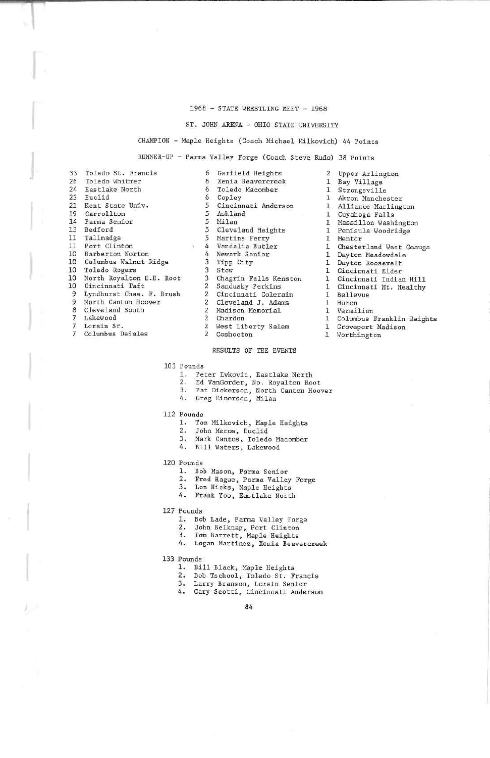# 1968 - STATE WRESTLING MEET - 1968

## ST. JOHN ARENA - OHIO STATE UNIVERSITY

CHAMPION - Maple Heights (Coach Michael Milkovich) 44 Points

RUNNER-UP - Parma Valley Forge (Coach Steve Rudo) 38 Points

| Points | School | Points | School | Points | School |
|---|---|---|---|---|---|
| 33 | Toledo St. Francis | 6 | Garfield Heights | 2 | Upper Arlington |
| 26 | Toledo Whitmer | 6 | Xenia Beavercreek | 1 | Bay Village |
| 24 | Eastlake North | 6 | Toledo Macomber | 1 | Strongsville |
| 23 | Euclid | 6 | Copley | 1 | Akron Manchester |
| 21 | Kent State Univ. | 5 | Cincinnati Anderson | 1 | Alliance Marlington |
| 19 | Carrollton | 5 | Ashland | 1 | Cuyahoga Falls |
| 14 | Parma Senior | 5 | Milan | 1 | Massillon Washington |
| 13 | Bedford | 5 | Cleveland Heights | 1 | Penisula Woodridge |
| 11 | Tallmadge | 5 | Martins Ferry | 1 | Mentor |
| 11 | Port Clinton | 4 | Vandalia Butler | 1 | Chesterland West Geauga |
| 10 | Barberton Norton | 4 | Newark Senior | 1 | Dayton Meadowdale |
| 10 | Columbus Walnut Ridge | 3 | Tipp City | 1 | Dayton Roosevelt |
| 10 | Toledo Rogers | 3 | Stow | 1 | Cincinnati Elder |
| 10 | North Royalton E.E. Root | 3 | Chagrin Falls Kenston | 1 | Cincinnati Indian Hill |
| 10 | Cincinnati Taft | 2 | Sandusky Perkins | 1 | Cincinnati Mt. Healthy |
| 9 | Lyndhurst Chas. F. Brush | 2 | Cincinnati Colerain | 1 | Bellevue |
| 9 | North Canton Hoover | 2 | Cleveland J. Adams | 1 | Huron |
| 8 | Cleveland South | 2 | Madison Memorial | 1 | Vermilion |
| 7 | Lakewood | 2 | Chardon | 1 | Columbus Franklin Heights |
| 7 | Lorain Sr. | 2 | West Liberty Salem | 1 | Groveport Madison |
| 7 | Columbus DeSales | 2 | Coshocton | 1 | Worthington |

## RESULTS OF THE EVENTS

### 103 Pounds
1. Peter Ivkovic, Eastlake North
2. Ed VanGorder, No. Royalton Root
3. Pat Dickerson, North Canton Hoover
4. Greg Einerson, Milan

### 112 Pounds
1. Tom Milkovich, Maple Heights
2. John Meros, Euclid
3. Mark Cantos, Toledo Macomber
4. Bill Waters, Lakewood

### 120 Pounds
1. Bob Mason, Parma Senior
2. Fred Hague, Parma Valley Forge
3. Lon Hicks, Maple Heights
4. Frank Yoo, Eastlake North

### 127 Pounds
1. Bob Lade, Parma Valley Forge
2. John Belknap, Port Clinton
3. Tom Barrett, Maple Heights
4. Logan Martinez, Xenia Beavercreek

### 133 Pounds
1. Bill Black, Maple Heights
2. Bob Tschool, Toledo St. Francis
3. Larry Branson, Lorain Senior
4. Gary Scotti, Cincinnati Anderson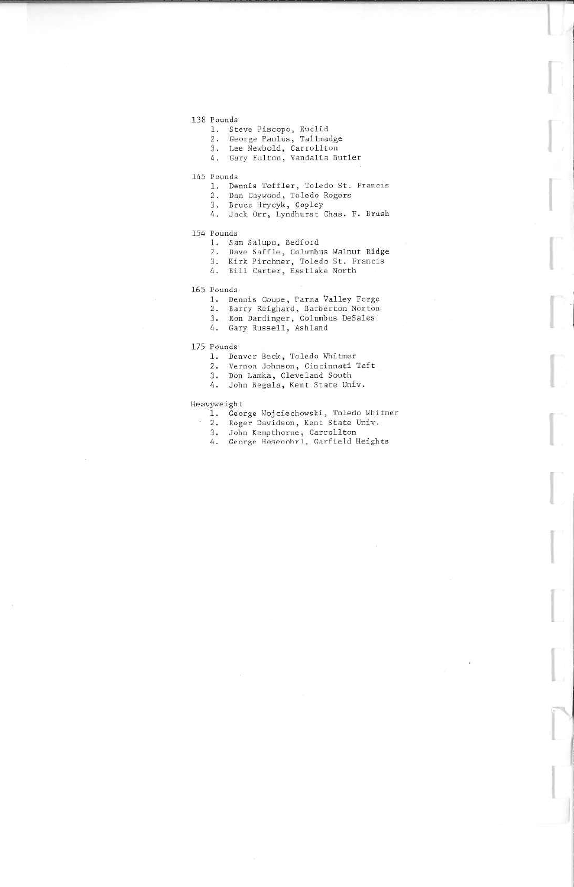138 Pounds

1. Steve Piscopo, Euclid
2. George Paulus, Tallmadge
3. Lee Newbold, Carrollton
4. Gary Fulton, Vandalia Butler

145 Pounds

1. Dennis Toffler, Toledo St. Francis
2. Dan Caywood, Toledo Rogers
3. Bruce Hrycyk, Copley
4. Jack Orr, Lyndhurst Chas. F. Brush

154 Pounds

1. Sam Salupo, Bedford
2. Dave Saffle, Columbus Walnut Ridge
3. Kirk Pirchner, Toledo St. Francis
4. Bill Carter, Eastlake North

165 Pounds

1. Dennis Coupe, Parma Valley Forge
2. Barry Reighard, Barberton Norton
3. Ron Dardinger, Columbus DeSales
4. Gary Russell, Ashland

175 Pounds

1. Denver Beck, Toledo Whitmer
2. Vernon Johnson, Cincinnati Taft
3. Don Lamka, Cleveland South
4. John Begala, Kent State Univ.

Heavyweight

1. George Wojciechowski, Toledo Whitmer
2. Roger Davidson, Kent State Univ.
3. John Kempthorne, Carrollton
4. George Hasenohrl, Garfield Heights